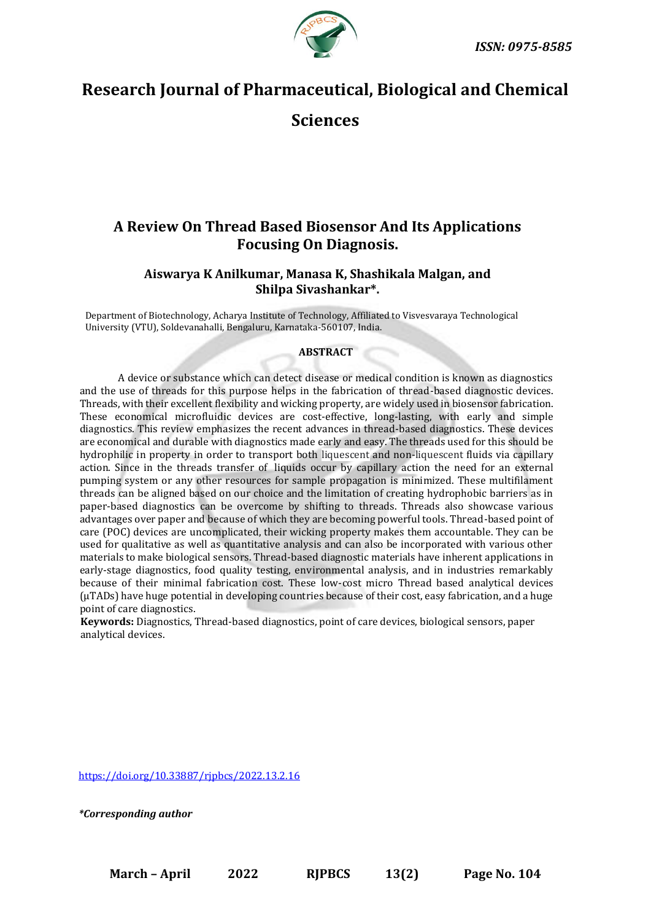ISSN: 0975-8585

# Research Journal of Pharmaceutical, Biological and Chemical Sciences

## A Review On Thread Based Biosensor And Its Applications Focusing On Diagnosis.

**Aiswarya K Anilkumar, Manasa K, Shashikala Malgan, and Shilpa Sivashankar*.**

Department of Biotechnology, Acharya Institute of Technology, Affiliated to Visvesvaraya Technological University (VTU), Soldevanahalli, Bengaluru, Karnataka-560107, India.

### ABSTRACT

A device or substance which can detect disease or medical condition is known as diagnostics and the use of threads for this purpose helps in the fabrication of thread-based diagnostic devices. Threads, with their excellent flexibility and wicking property, are widely used in biosensor fabrication. These economical microfluidic devices are cost-effective, long-lasting, with early and simple diagnostics. This review emphasizes the recent advances in thread-based diagnostics. These devices are economical and durable with diagnostics made early and easy. The threads used for this should be hydrophilic in property in order to transport both liquescent and non-liquescent fluids via capillary action. Since in the threads transfer of liquids occur by capillary action the need for an external pumping system or any other resources for sample propagation is minimized. These multifilament threads can be aligned based on our choice and the limitation of creating hydrophobic barriers as in paper-based diagnostics can be overcome by shifting to threads. Threads also showcase various advantages over paper and because of which they are becoming powerful tools. Thread-based point of care (POC) devices are uncomplicated, their wicking property makes them accountable. They can be used for qualitative as well as quantitative analysis and can also be incorporated with various other materials to make biological sensors. Thread-based diagnostic materials have inherent applications in early-stage diagnostics, food quality testing, environmental analysis, and in industries remarkably because of their minimal fabrication cost. These low-cost micro Thread based analytical devices (μTADs) have huge potential in developing countries because of their cost, easy fabrication, and a huge point of care diagnostics.

**Keywords:** Diagnostics, Thread-based diagnostics, point of care devices, biological sensors, paper analytical devices.

https://doi.org/10.33887/rjpbcs/2022.13.2.16

*\*Corresponding author*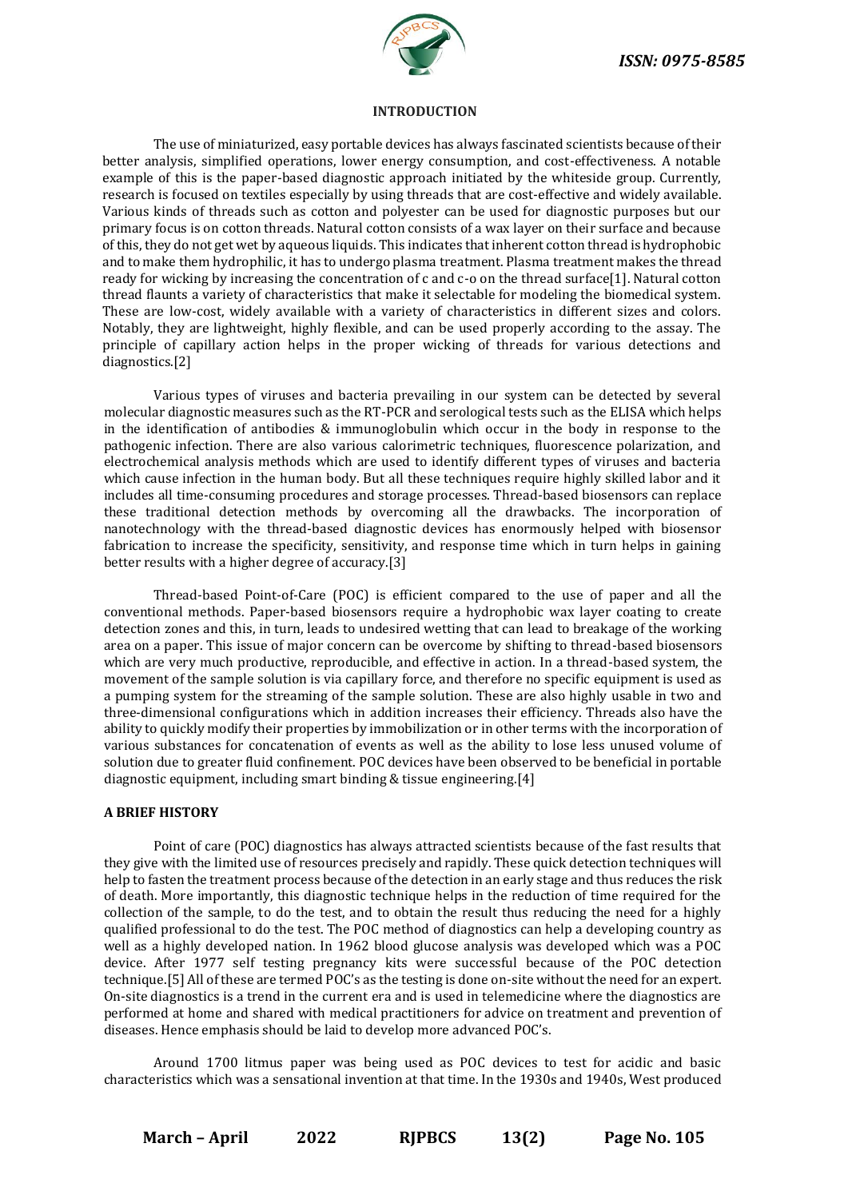## INTRODUCTION

The use of miniaturized, easy portable devices has always fascinated scientists because of their better analysis, simplified operations, lower energy consumption, and cost-effectiveness. A notable example of this is the paper-based diagnostic approach initiated by the whiteside group. Currently, research is focused on textiles especially by using threads that are cost-effective and widely available. Various kinds of threads such as cotton and polyester can be used for diagnostic purposes but our primary focus is on cotton threads. Natural cotton consists of a wax layer on their surface and because of this, they do not get wet by aqueous liquids. This indicates that inherent cotton thread is hydrophobic and to make them hydrophilic, it has to undergo plasma treatment. Plasma treatment makes the thread ready for wicking by increasing the concentration of c and c-o on the thread surface[1]. Natural cotton thread flaunts a variety of characteristics that make it selectable for modeling the biomedical system. These are low-cost, widely available with a variety of characteristics in different sizes and colors. Notably, they are lightweight, highly flexible, and can be used properly according to the assay. The principle of capillary action helps in the proper wicking of threads for various detections and diagnostics.[2]

Various types of viruses and bacteria prevailing in our system can be detected by several molecular diagnostic measures such as the RT-PCR and serological tests such as the ELISA which helps in the identification of antibodies & immunoglobulin which occur in the body in response to the pathogenic infection. There are also various calorimetric techniques, fluorescence polarization, and electrochemical analysis methods which are used to identify different types of viruses and bacteria which cause infection in the human body. But all these techniques require highly skilled labor and it includes all time-consuming procedures and storage processes. Thread-based biosensors can replace these traditional detection methods by overcoming all the drawbacks. The incorporation of nanotechnology with the thread-based diagnostic devices has enormously helped with biosensor fabrication to increase the specificity, sensitivity, and response time which in turn helps in gaining better results with a higher degree of accuracy.[3]

Thread-based Point-of-Care (POC) is efficient compared to the use of paper and all the conventional methods. Paper-based biosensors require a hydrophobic wax layer coating to create detection zones and this, in turn, leads to undesired wetting that can lead to breakage of the working area on a paper. This issue of major concern can be overcome by shifting to thread-based biosensors which are very much productive, reproducible, and effective in action. In a thread-based system, the movement of the sample solution is via capillary force, and therefore no specific equipment is used as a pumping system for the streaming of the sample solution. These are also highly usable in two and three-dimensional configurations which in addition increases their efficiency. Threads also have the ability to quickly modify their properties by immobilization or in other terms with the incorporation of various substances for concatenation of events as well as the ability to lose less unused volume of solution due to greater fluid confinement. POC devices have been observed to be beneficial in portable diagnostic equipment, including smart binding & tissue engineering.[4]

## A BRIEF HISTORY

Point of care (POC) diagnostics has always attracted scientists because of the fast results that they give with the limited use of resources precisely and rapidly. These quick detection techniques will help to fasten the treatment process because of the detection in an early stage and thus reduces the risk of death. More importantly, this diagnostic technique helps in the reduction of time required for the collection of the sample, to do the test, and to obtain the result thus reducing the need for a highly qualified professional to do the test. The POC method of diagnostics can help a developing country as well as a highly developed nation. In 1962 blood glucose analysis was developed which was a POC device. After 1977 self testing pregnancy kits were successful because of the POC detection technique.[5] All of these are termed POC's as the testing is done on-site without the need for an expert. On-site diagnostics is a trend in the current era and is used in telemedicine where the diagnostics are performed at home and shared with medical practitioners for advice on treatment and prevention of diseases. Hence emphasis should be laid to develop more advanced POC's.

Around 1700 litmus paper was being used as POC devices to test for acidic and basic characteristics which was a sensational invention at that time. In the 1930s and 1940s, West produced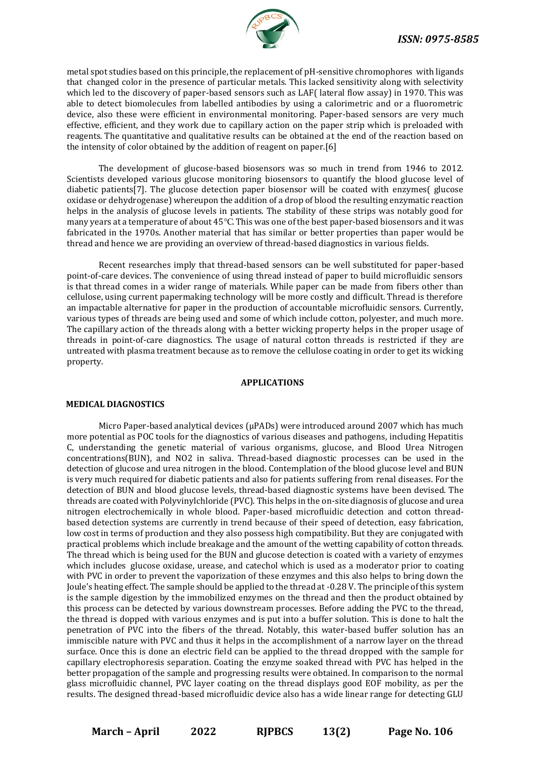metal spot studies based on this principle, the replacement of pH-sensitive chromophores with ligands that changed color in the presence of particular metals. This lacked sensitivity along with selectivity which led to the discovery of paper-based sensors such as LAF( lateral flow assay) in 1970. This was able to detect biomolecules from labelled antibodies by using a calorimetric and or a fluorometric device, also these were efficient in environmental monitoring. Paper-based sensors are very much effective, efficient, and they work due to capillary action on the paper strip which is preloaded with reagents. The quantitative and qualitative results can be obtained at the end of the reaction based on the intensity of color obtained by the addition of reagent on paper.[6]

The development of glucose-based biosensors was so much in trend from 1946 to 2012. Scientists developed various glucose monitoring biosensors to quantify the blood glucose level of diabetic patients[7]. The glucose detection paper biosensor will be coated with enzymes( glucose oxidase or dehydrogenase) whereupon the addition of a drop of blood the resulting enzymatic reaction helps in the analysis of glucose levels in patients. The stability of these strips was notably good for many years at a temperature of about 45°C. This was one of the best paper-based biosensors and it was fabricated in the 1970s. Another material that has similar or better properties than paper would be thread and hence we are providing an overview of thread-based diagnostics in various fields.

Recent researches imply that thread-based sensors can be well substituted for paper-based point-of-care devices. The convenience of using thread instead of paper to build microfluidic sensors is that thread comes in a wider range of materials. While paper can be made from fibers other than cellulose, using current papermaking technology will be more costly and difficult. Thread is therefore an impactable alternative for paper in the production of accountable microfluidic sensors. Currently, various types of threads are being used and some of which include cotton, polyester, and much more. The capillary action of the threads along with a better wicking property helps in the proper usage of threads in point-of-care diagnostics. The usage of natural cotton threads is restricted if they are untreated with plasma treatment because as to remove the cellulose coating in order to get its wicking property.

## APPLICATIONS

### MEDICAL DIAGNOSTICS

Micro Paper-based analytical devices (μPADs) were introduced around 2007 which has much more potential as POC tools for the diagnostics of various diseases and pathogens, including Hepatitis C, understanding the genetic material of various organisms, glucose, and Blood Urea Nitrogen concentrations(BUN), and $NO_2$ in saliva. Thread-based diagnostic processes can be used in the detection of glucose and urea nitrogen in the blood. Contemplation of the blood glucose level and BUN is very much required for diabetic patients and also for patients suffering from renal diseases. For the detection of BUN and blood glucose levels, thread-based diagnostic systems have been devised. The threads are coated with Polyvinylchloride (PVC). This helps in the on-site diagnosis of glucose and urea nitrogen electrochemically in whole blood. Paper-based microfluidic detection and cotton thread-based detection systems are currently in trend because of their speed of detection, easy fabrication, low cost in terms of production and they also possess high compatibility. But they are conjugated with practical problems which include breakage and the amount of the wetting capability of cotton threads. The thread which is being used for the BUN and glucose detection is coated with a variety of enzymes which includes glucose oxidase, urease, and catechol which is used as a moderator prior to coating with PVC in order to prevent the vaporization of these enzymes and this also helps to bring down the Joule's heating effect. The sample should be applied to the thread at -0.28 V. The principle of this system is the sample digestion by the immobilized enzymes on the thread and then the product obtained by this process can be detected by various downstream processes. Before adding the PVC to the thread, the thread is dopped with various enzymes and is put into a buffer solution. This is done to halt the penetration of PVC into the fibers of the thread. Notably, this water-based buffer solution has an immiscible nature with PVC and thus it helps in the accomplishment of a narrow layer on the thread surface. Once this is done an electric field can be applied to the thread dropped with the sample for capillary electrophoresis separation. Coating the enzyme soaked thread with PVC has helped in the better propagation of the sample and progressing results were obtained. In comparison to the normal glass microfluidic channel, PVC layer coating on the thread displays good EOF mobility, as per the results. The designed thread-based microfluidic device also has a wide linear range for detecting GLU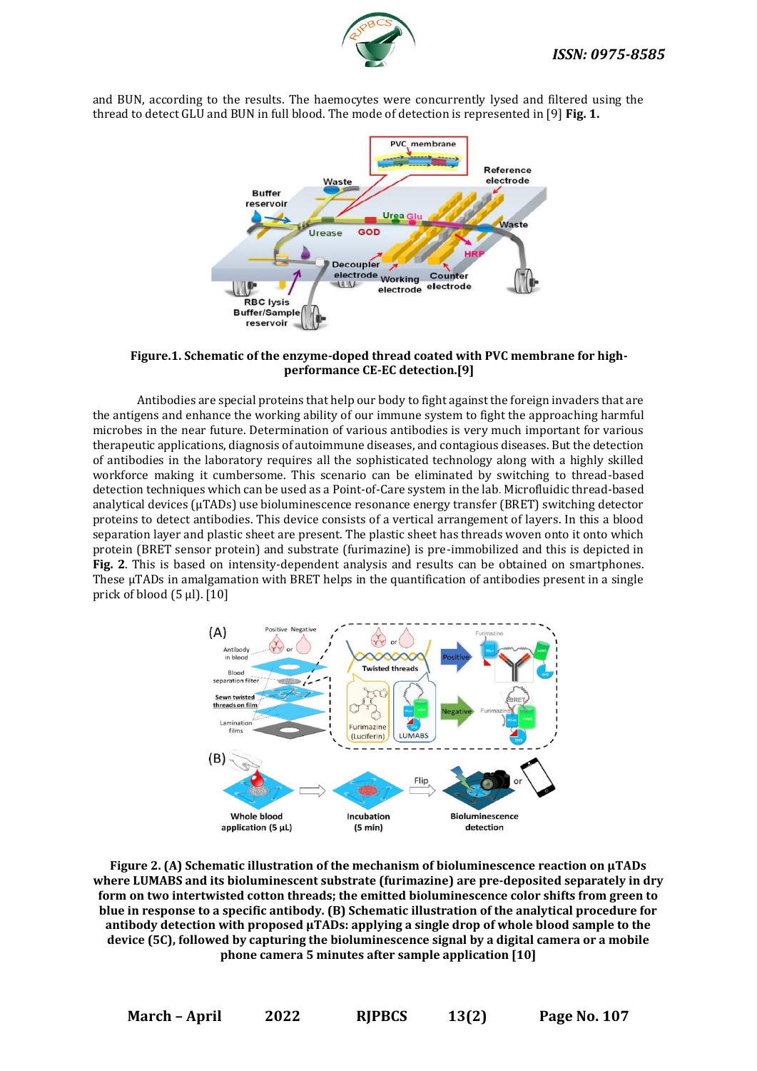and BUN, according to the results. The haemocytes were concurrently lysed and filtered using the thread to detect GLU and BUN in full blood. The mode of detection is represented in [9] **Fig. 1.**

**Figure.1. Schematic of the enzyme-doped thread coated with PVC membrane for high-performance CE-EC detection.[9]**

Antibodies are special proteins that help our body to fight against the foreign invaders that are the antigens and enhance the working ability of our immune system to fight the approaching harmful microbes in the near future. Determination of various antibodies is very much important for various therapeutic applications, diagnosis of autoimmune diseases, and contagious diseases. But the detection of antibodies in the laboratory requires all the sophisticated technology along with a highly skilled workforce making it cumbersome. This scenario can be eliminated by switching to thread-based detection techniques which can be used as a Point-of-Care system in the lab. Microfluidic thread-based analytical devices (μTADs) use bioluminescence resonance energy transfer (BRET) switching detector proteins to detect antibodies. This device consists of a vertical arrangement of layers. In this a blood separation layer and plastic sheet are present. The plastic sheet has threads woven onto it onto which protein (BRET sensor protein) and substrate (furimazine) is pre-immobilized and this is depicted in **Fig. 2**. This is based on intensity-dependent analysis and results can be obtained on smartphones. These μTADs in amalgamation with BRET helps in the quantification of antibodies present in a single prick of blood (5 μl). [10]

**Figure 2. (A) Schematic illustration of the mechanism of bioluminescence reaction on μTADs where LUMABS and its bioluminescent substrate (furimazine) are pre-deposited separately in dry form on two intertwisted cotton threads; the emitted bioluminescence color shifts from green to blue in response to a specific antibody. (B) Schematic illustration of the analytical procedure for antibody detection with proposed μTADs: applying a single drop of whole blood sample to the device (5C), followed by capturing the bioluminescence signal by a digital camera or a mobile phone camera 5 minutes after sample application [10]**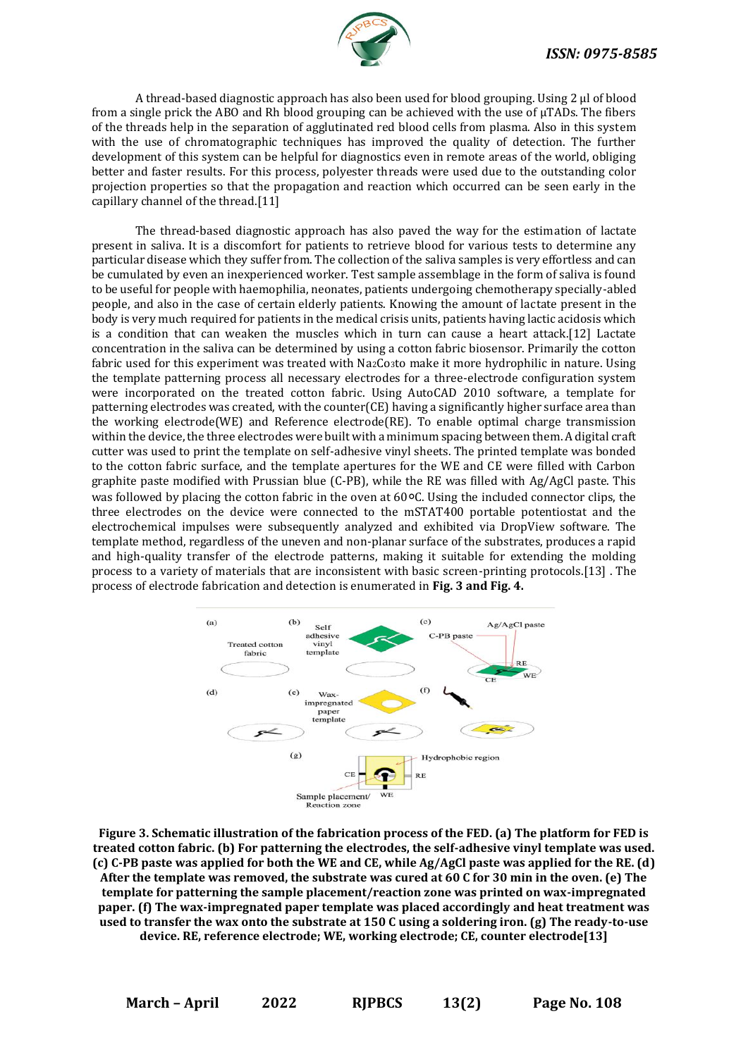A thread-based diagnostic approach has also been used for blood grouping. Using 2 μl of blood from a single prick the ABO and Rh blood grouping can be achieved with the use of μTADs. The fibers of the threads help in the separation of agglutinated red blood cells from plasma. Also in this system with the use of chromatographic techniques has improved the quality of detection. The further development of this system can be helpful for diagnostics even in remote areas of the world, obliging better and faster results. For this process, polyester threads were used due to the outstanding color projection properties so that the propagation and reaction which occurred can be seen early in the capillary channel of the thread.[11]

The thread-based diagnostic approach has also paved the way for the estimation of lactate present in saliva. It is a discomfort for patients to retrieve blood for various tests to determine any particular disease which they suffer from. The collection of the saliva samples is very effortless and can be cumulated by even an inexperienced worker. Test sample assemblage in the form of saliva is found to be useful for people with haemophilia, neonates, patients undergoing chemotherapy specially-abled people, and also in the case of certain elderly patients. Knowing the amount of lactate present in the body is very much required for patients in the medical crisis units, patients having lactic acidosis which is a condition that can weaken the muscles which in turn can cause a heart attack.[12] Lactate concentration in the saliva can be determined by using a cotton fabric biosensor. Primarily the cotton fabric used for this experiment was treated with $Na_2Co_3$to make it more hydrophilic in nature. Using the template patterning process all necessary electrodes for a three-electrode configuration system were incorporated on the treated cotton fabric. Using AutoCAD 2010 software, a template for patterning electrodes was created, with the counter(CE) having a significantly higher surface area than the working electrode(WE) and Reference electrode(RE). To enable optimal charge transmission within the device, the three electrodes were built with a minimum spacing between them. A digital craft cutter was used to print the template on self-adhesive vinyl sheets. The printed template was bonded to the cotton fabric surface, and the template apertures for the WE and CE were filled with Carbon graphite paste modified with Prussian blue (C-PB), while the RE was filled with Ag/AgCl paste. This was followed by placing the cotton fabric in the oven at 60°C. Using the included connector clips, the three electrodes on the device were connected to the mSTAT400 portable potentiostat and the electrochemical impulses were subsequently analyzed and exhibited via DropView software. The template method, regardless of the uneven and non-planar surface of the substrates, produces a rapid and high-quality transfer of the electrode patterns, making it suitable for extending the molding process to a variety of materials that are inconsistent with basic screen-printing protocols.[13] . The process of electrode fabrication and detection is enumerated in **Fig. 3 and Fig. 4.**

**Figure 3. Schematic illustration of the fabrication process of the FED. (a) The platform for FED is treated cotton fabric. (b) For patterning the electrodes, the self-adhesive vinyl template was used. (c) C-PB paste was applied for both the WE and CE, while Ag/AgCl paste was applied for the RE. (d) After the template was removed, the substrate was cured at 60 C for 30 min in the oven. (e) The template for patterning the sample placement/reaction zone was printed on wax-impregnated paper. (f) The wax-impregnated paper template was placed accordingly and heat treatment was used to transfer the wax onto the substrate at 150 C using a soldering iron. (g) The ready-to-use device. RE, reference electrode; WE, working electrode; CE, counter electrode[13]**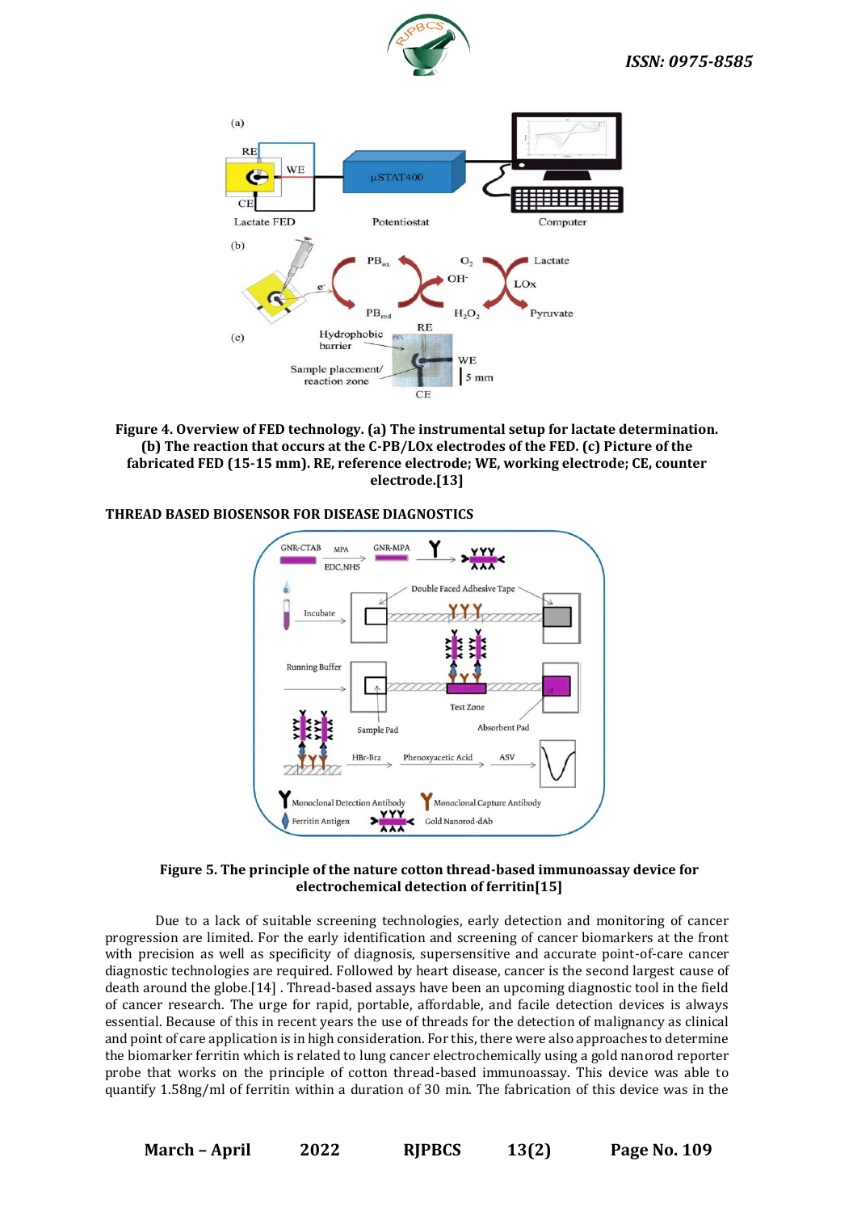**Figure 4. Overview of FED technology. (a) The instrumental setup for lactate determination. (b) The reaction that occurs at the C-PB/LOx electrodes of the FED. (c) Picture of the fabricated FED (15-15 mm). RE, reference electrode; WE, working electrode; CE, counter electrode.[13]**

**THREAD BASED BIOSENSOR FOR DISEASE DIAGNOSTICS**

**Figure 5. The principle of the nature cotton thread-based immunoassay device for electrochemical detection of ferritin[15]**

Due to a lack of suitable screening technologies, early detection and monitoring of cancer progression are limited. For the early identification and screening of cancer biomarkers at the front with precision as well as specificity of diagnosis, supersensitive and accurate point-of-care cancer diagnostic technologies are required. Followed by heart disease, cancer is the second largest cause of death around the globe.[14] . Thread-based assays have been an upcoming diagnostic tool in the field of cancer research. The urge for rapid, portable, affordable, and facile detection devices is always essential. Because of this in recent years the use of threads for the detection of malignancy as clinical and point of care application is in high consideration. For this, there were also approaches to determine the biomarker ferritin which is related to lung cancer electrochemically using a gold nanorod reporter probe that works on the principle of cotton thread-based immunoassay. This device was able to quantify 1.58ng/ml of ferritin within a duration of 30 min. The fabrication of this device was in the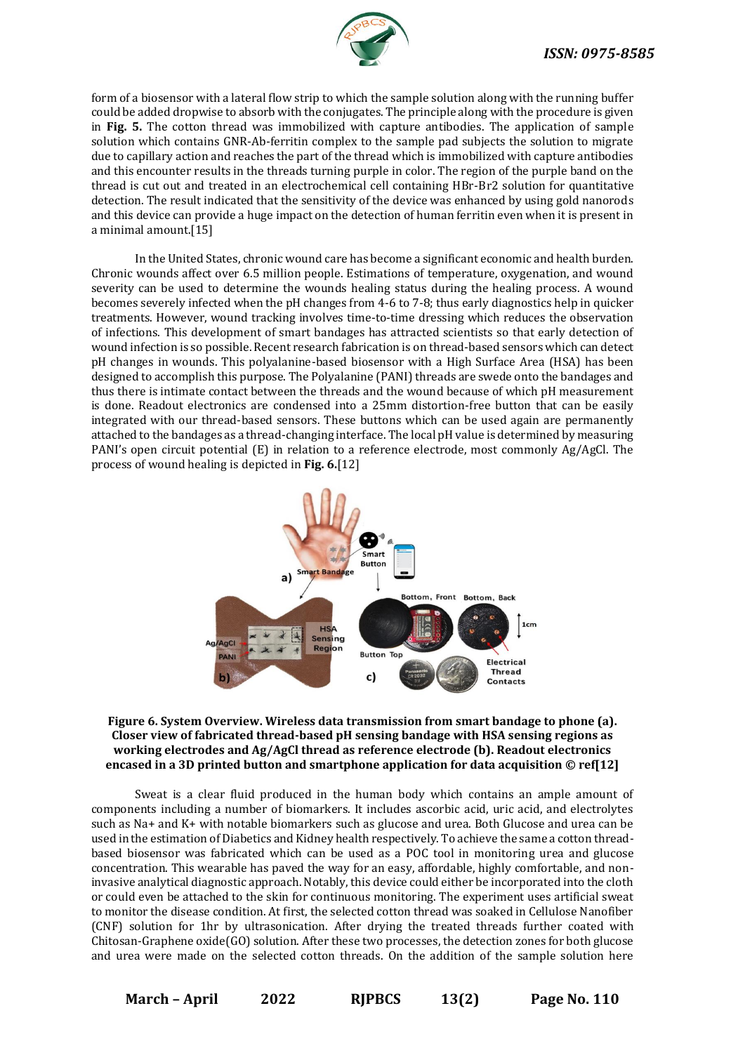form of a biosensor with a lateral flow strip to which the sample solution along with the running buffer could be added dropwise to absorb with the conjugates. The principle along with the procedure is given in **Fig. 5.** The cotton thread was immobilized with capture antibodies. The application of sample solution which contains GNR-Ab-ferritin complex to the sample pad subjects the solution to migrate due to capillary action and reaches the part of the thread which is immobilized with capture antibodies and this encounter results in the threads turning purple in color. The region of the purple band on the thread is cut out and treated in an electrochemical cell containing HBr-Br2 solution for quantitative detection. The result indicated that the sensitivity of the device was enhanced by using gold nanorods and this device can provide a huge impact on the detection of human ferritin even when it is present in a minimal amount.[15]

In the United States, chronic wound care has become a significant economic and health burden. Chronic wounds affect over 6.5 million people. Estimations of temperature, oxygenation, and wound severity can be used to determine the wounds healing status during the healing process. A wound becomes severely infected when the pH changes from 4-6 to 7-8; thus early diagnostics help in quicker treatments. However, wound tracking involves time-to-time dressing which reduces the observation of infections. This development of smart bandages has attracted scientists so that early detection of wound infection is so possible. Recent research fabrication is on thread-based sensors which can detect pH changes in wounds. This polyalanine-based biosensor with a High Surface Area (HSA) has been designed to accomplish this purpose. The Polyalanine (PANI) threads are swede onto the bandages and thus there is intimate contact between the threads and the wound because of which pH measurement is done. Readout electronics are condensed into a 25mm distortion-free button that can be easily integrated with our thread-based sensors. These buttons which can be used again are permanently attached to the bandages as a thread-changing interface. The local pH value is determined by measuring PANI's open circuit potential (E) in relation to a reference electrode, most commonly Ag/AgCl. The process of wound healing is depicted in **Fig. 6.**[12]

**Figure 6. System Overview. Wireless data transmission from smart bandage to phone (a). Closer view of fabricated thread-based pH sensing bandage with HSA sensing regions as working electrodes and Ag/AgCl thread as reference electrode (b). Readout electronics encased in a 3D printed button and smartphone application for data acquisition © ref[12]**

Sweat is a clear fluid produced in the human body which contains an ample amount of components including a number of biomarkers. It includes ascorbic acid, uric acid, and electrolytes such as Na+ and K+ with notable biomarkers such as glucose and urea. Both Glucose and urea can be used in the estimation of Diabetics and Kidney health respectively. To achieve the same a cotton thread-based biosensor was fabricated which can be used as a POC tool in monitoring urea and glucose concentration. This wearable has paved the way for an easy, affordable, highly comfortable, and non-invasive analytical diagnostic approach. Notably, this device could either be incorporated into the cloth or could even be attached to the skin for continuous monitoring. The experiment uses artificial sweat to monitor the disease condition. At first, the selected cotton thread was soaked in Cellulose Nanofiber (CNF) solution for 1hr by ultrasonication. After drying the treated threads further coated with Chitosan-Graphene oxide(GO) solution. After these two processes, the detection zones for both glucose and urea were made on the selected cotton threads. On the addition of the sample solution here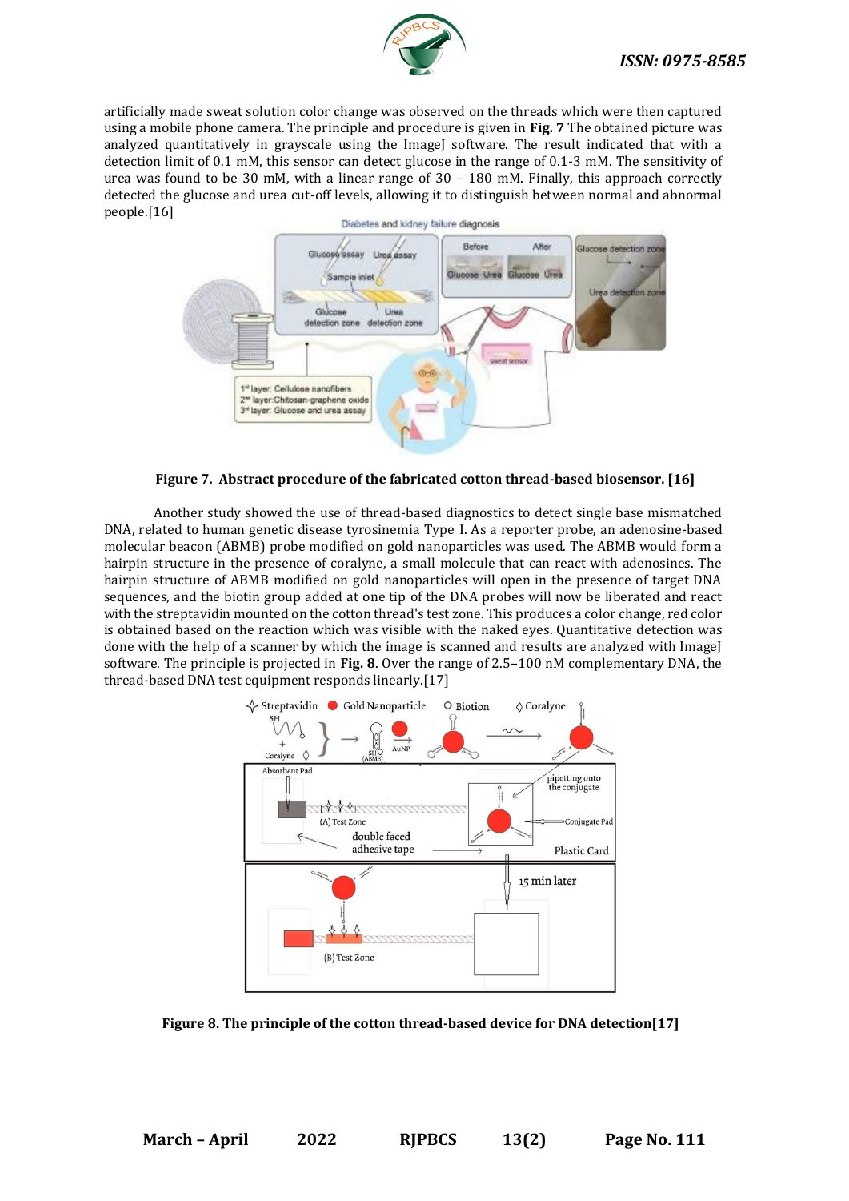artificially made sweat solution color change was observed on the threads which were then captured using a mobile phone camera. The principle and procedure is given in **Fig. 7** The obtained picture was analyzed quantitatively in grayscale using the ImageJ software. The result indicated that with a detection limit of 0.1 mM, this sensor can detect glucose in the range of 0.1-3 mM. The sensitivity of urea was found to be 30 mM, with a linear range of 30 – 180 mM. Finally, this approach correctly detected the glucose and urea cut-off levels, allowing it to distinguish between normal and abnormal people.[16]

**Figure 7. Abstract procedure of the fabricated cotton thread-based biosensor. [16]**

Another study showed the use of thread-based diagnostics to detect single base mismatched DNA, related to human genetic disease tyrosinemia Type I. As a reporter probe, an adenosine-based molecular beacon (ABMB) probe modified on gold nanoparticles was used. The ABMB would form a hairpin structure in the presence of coralyne, a small molecule that can react with adenosines. The hairpin structure of ABMB modified on gold nanoparticles will open in the presence of target DNA sequences, and the biotin group added at one tip of the DNA probes will now be liberated and react with the streptavidin mounted on the cotton thread's test zone. This produces a color change, red color is obtained based on the reaction which was visible with the naked eyes. Quantitative detection was done with the help of a scanner by which the image is scanned and results are analyzed with ImageJ software. The principle is projected in **Fig. 8**. Over the range of 2.5–100 nM complementary DNA, the thread-based DNA test equipment responds linearly.[17]

**Figure 8. The principle of the cotton thread-based device for DNA detection[17]**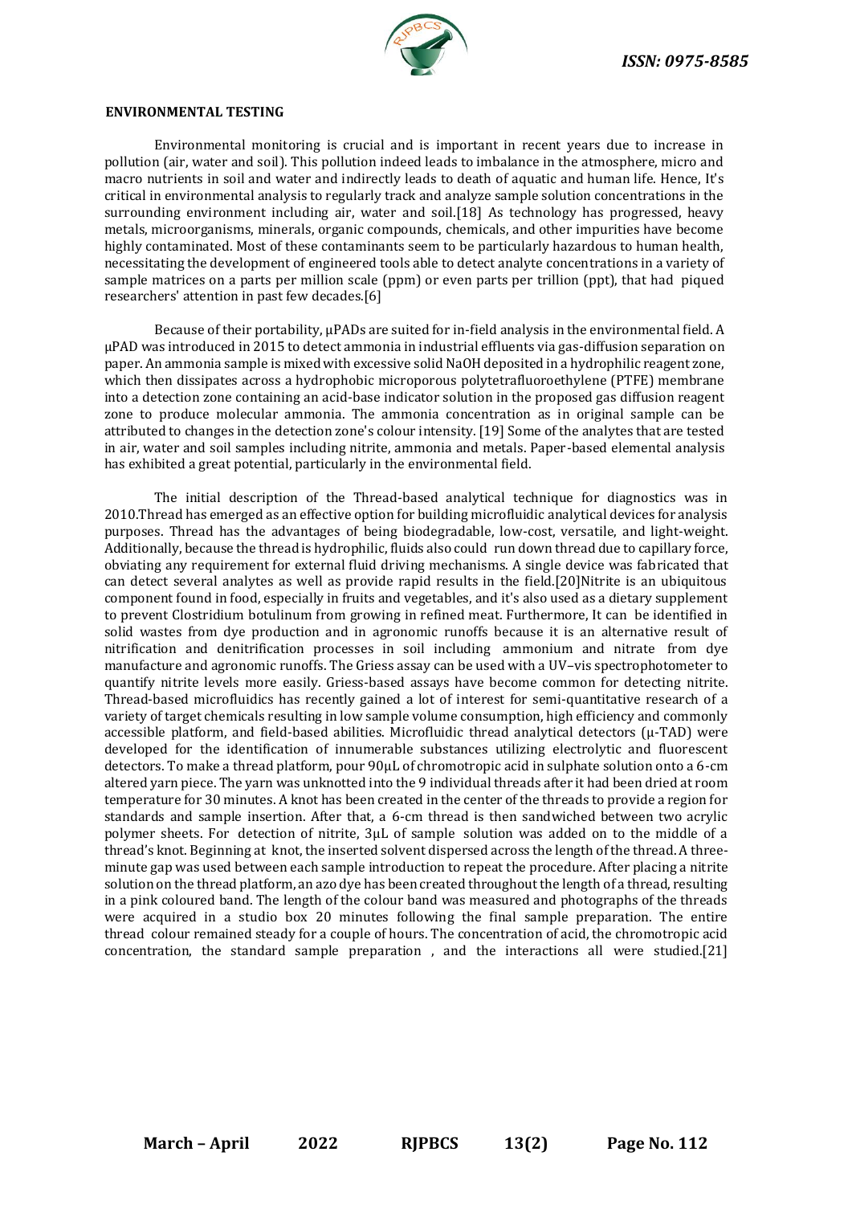### ENVIRONMENTAL TESTING

Environmental monitoring is crucial and is important in recent years due to increase in pollution (air, water and soil). This pollution indeed leads to imbalance in the atmosphere, micro and macro nutrients in soil and water and indirectly leads to death of aquatic and human life. Hence, It's critical in environmental analysis to regularly track and analyze sample solution concentrations in the surrounding environment including air, water and soil.[18] As technology has progressed, heavy metals, microorganisms, minerals, organic compounds, chemicals, and other impurities have become highly contaminated. Most of these contaminants seem to be particularly hazardous to human health, necessitating the development of engineered tools able to detect analyte concentrations in a variety of sample matrices on a parts per million scale (ppm) or even parts per trillion (ppt), that had piqued researchers' attention in past few decades.[6]

Because of their portability, μPADs are suited for in-field analysis in the environmental field. A μPAD was introduced in 2015 to detect ammonia in industrial effluents via gas-diffusion separation on paper. An ammonia sample is mixed with excessive solid NaOH deposited in a hydrophilic reagent zone, which then dissipates across a hydrophobic microporous polytetrafluoroethylene (PTFE) membrane into a detection zone containing an acid-base indicator solution in the proposed gas diffusion reagent zone to produce molecular ammonia. The ammonia concentration as in original sample can be attributed to changes in the detection zone's colour intensity. [19] Some of the analytes that are tested in air, water and soil samples including nitrite, ammonia and metals. Paper-based elemental analysis has exhibited a great potential, particularly in the environmental field.

The initial description of the Thread-based analytical technique for diagnostics was in 2010.Thread has emerged as an effective option for building microfluidic analytical devices for analysis purposes. Thread has the advantages of being biodegradable, low-cost, versatile, and light-weight. Additionally, because the thread is hydrophilic, fluids also could run down thread due to capillary force, obviating any requirement for external fluid driving mechanisms. A single device was fabricated that can detect several analytes as well as provide rapid results in the field.[20]Nitrite is an ubiquitous component found in food, especially in fruits and vegetables, and it's also used as a dietary supplement to prevent Clostridium botulinum from growing in refined meat. Furthermore, It can be identified in solid wastes from dye production and in agronomic runoffs because it is an alternative result of nitrification and denitrification processes in soil including ammonium and nitrate from dye manufacture and agronomic runoffs. The Griess assay can be used with a UV–vis spectrophotometer to quantify nitrite levels more easily. Griess-based assays have become common for detecting nitrite. Thread-based microfluidics has recently gained a lot of interest for semi-quantitative research of a variety of target chemicals resulting in low sample volume consumption, high efficiency and commonly accessible platform, and field-based abilities. Microfluidic thread analytical detectors (μ-TAD) were developed for the identification of innumerable substances utilizing electrolytic and fluorescent detectors. To make a thread platform, pour 90μL of chromotropic acid in sulphate solution onto a 6-cm altered yarn piece. The yarn was unknotted into the 9 individual threads after it had been dried at room temperature for 30 minutes. A knot has been created in the center of the threads to provide a region for standards and sample insertion. After that, a 6-cm thread is then sandwiched between two acrylic polymer sheets. For detection of nitrite, 3μL of sample solution was added on to the middle of a thread's knot. Beginning at knot, the inserted solvent dispersed across the length of the thread. A three-minute gap was used between each sample introduction to repeat the procedure. After placing a nitrite solution on the thread platform, an azo dye has been created throughout the length of a thread, resulting in a pink coloured band. The length of the colour band was measured and photographs of the threads were acquired in a studio box 20 minutes following the final sample preparation. The entire thread colour remained steady for a couple of hours. The concentration of acid, the chromotropic acid concentration, the standard sample preparation , and the interactions all were studied.[21]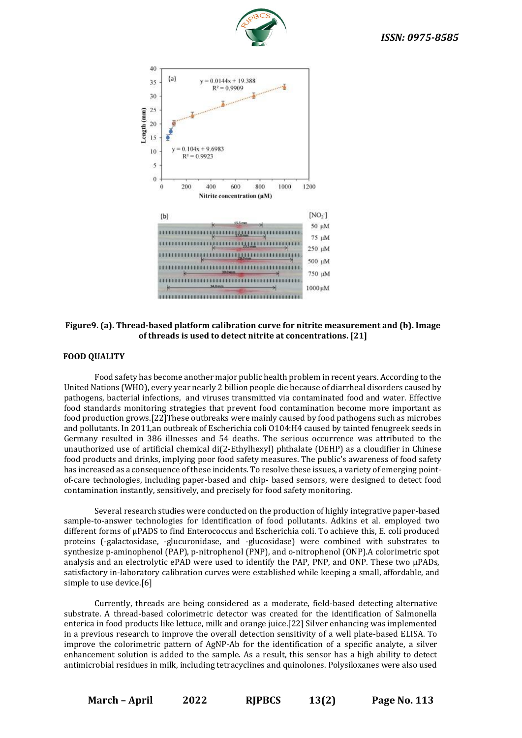Figure9. (a). Thread-based platform calibration curve for nitrite measurement and (b). Image of threads is used to detect nitrite at concentrations. [21]

## FOOD QUALITY

Food safety has become another major public health problem in recent years. According to the United Nations (WHO), every year nearly 2 billion people die because of diarrheal disorders caused by pathogens, bacterial infections, and viruses transmitted via contaminated food and water. Effective food standards monitoring strategies that prevent food contamination become more important as food production grows.[22]These outbreaks were mainly caused by food pathogens such as microbes and pollutants. In 2011,an outbreak of Escherichia coli O104:H4 caused by tainted fenugreek seeds in Germany resulted in 386 illnesses and 54 deaths. The serious occurrence was attributed to the unauthorized use of artificial chemical di(2-Ethylhexyl) phthalate (DEHP) as a cloudifier in Chinese food products and drinks, implying poor food safety measures. The public's awareness of food safety has increased as a consequence of these incidents. To resolve these issues, a variety of emerging point-of-care technologies, including paper-based and chip- based sensors, were designed to detect food contamination instantly, sensitively, and precisely for food safety monitoring.

Several research studies were conducted on the production of highly integrative paper-based sample-to-answer technologies for identification of food pollutants. Adkins et al. employed two different forms of µPADS to find Enterococcus and Escherichia coli. To achieve this, E. coli produced proteins (-galactosidase, -glucuronidase, and -glucosidase) were combined with substrates to synthesize p-aminophenol (PAP), p-nitrophenol (PNP), and o-nitrophenol (ONP).A colorimetric spot analysis and an electrolytic ePAD were used to identify the PAP, PNP, and ONP. These two µPADs, satisfactory in-laboratory calibration curves were established while keeping a small, affordable, and simple to use device.[6]

Currently, threads are being considered as a moderate, field-based detecting alternative substrate. A thread-based colorimetric detector was created for the identification of Salmonella enterica in food products like lettuce, milk and orange juice.[22] Silver enhancing was implemented in a previous research to improve the overall detection sensitivity of a well plate-based ELISA. To improve the colorimetric pattern of AgNP-Ab for the identification of a specific analyte, a silver enhancement solution is added to the sample. As a result, this sensor has a high ability to detect antimicrobial residues in milk, including tetracyclines and quinolones. Polysiloxanes were also used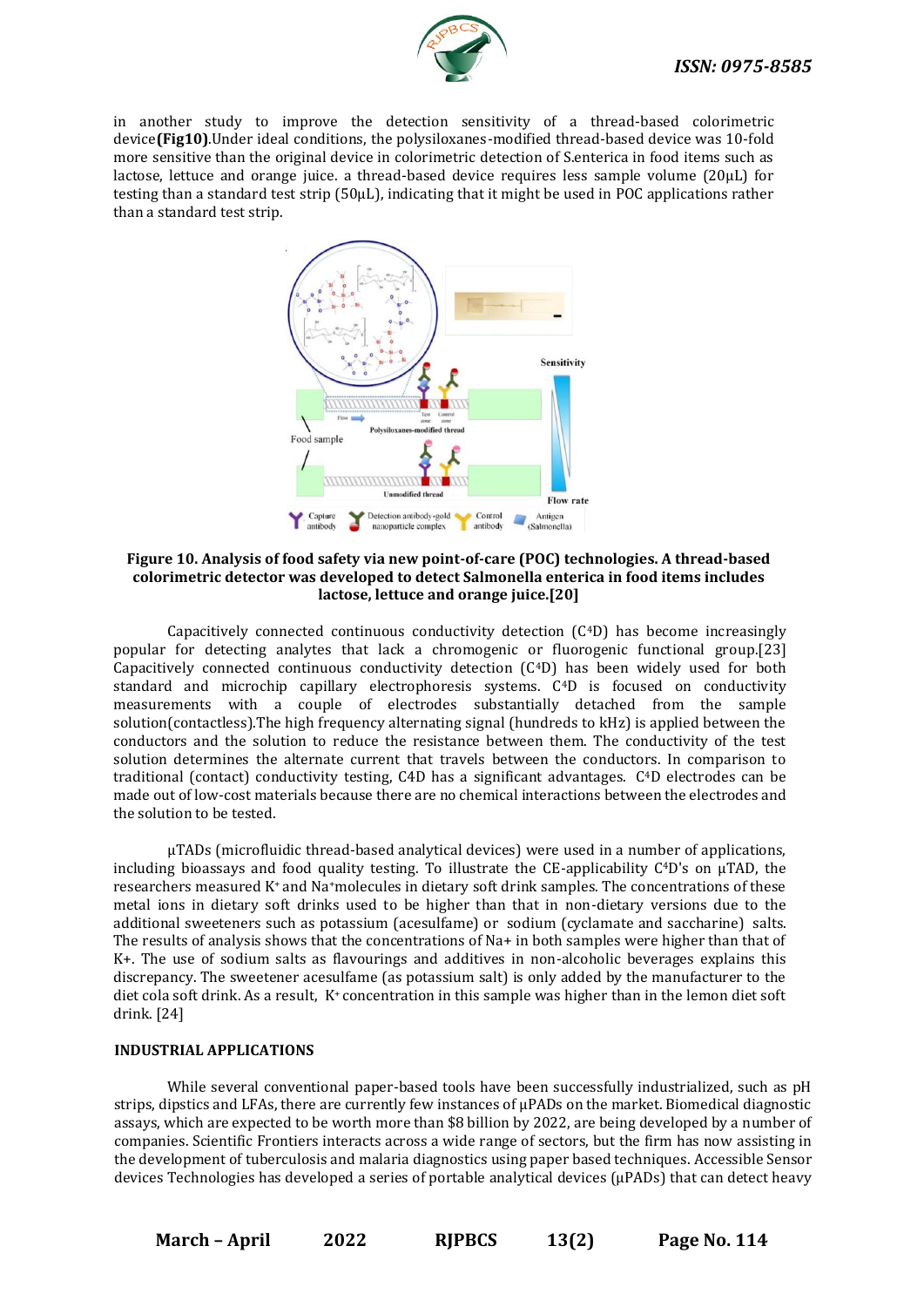in another study to improve the detection sensitivity of a thread-based colorimetric device **(Fig10)**.Under ideal conditions, the polysiloxanes-modified thread-based device was 10-fold more sensitive than the original device in colorimetric detection of S.enterica in food items such as lactose, lettuce and orange juice. a thread-based device requires less sample volume (20μL) for testing than a standard test strip (50μL), indicating that it might be used in POC applications rather than a standard test strip.

**Figure 10. Analysis of food safety via new point-of-care (POC) technologies. A thread-based colorimetric detector was developed to detect Salmonella enterica in food items includes lactose, lettuce and orange juice.[20]**

Capacitively connected continuous conductivity detection ($C^4D$) has become increasingly popular for detecting analytes that lack a chromogenic or fluorogenic functional group.[23] Capacitively connected continuous conductivity detection ($C^4D$) has been widely used for both standard and microchip capillary electrophoresis systems. $C^4D$ is focused on conductivity measurements with a couple of electrodes substantially detached from the sample solution(contactless).The high frequency alternating signal (hundreds to kHz) is applied between the conductors and the solution to reduce the resistance between them. The conductivity of the test solution determines the alternate current that travels between the conductors. In comparison to traditional (contact) conductivity testing, C4D has a significant advantages. C4D electrodes can be made out of low-cost materials because there are no chemical interactions between the electrodes and the solution to be tested.

μTADs (microfluidic thread-based analytical devices) were used in a number of applications, including bioassays and food quality testing. To illustrate the CE-applicability $C^4D$'s on μTAD, the researchers measured $K^+$ and $Na^+$molecules in dietary soft drink samples. The concentrations of these metal ions in dietary soft drinks used to be higher than that in non-dietary versions due to the additional sweeteners such as potassium (acesulfame) or sodium (cyclamate and saccharine) salts. The results of analysis shows that the concentrations of Na+ in both samples were higher than that of K+. The use of sodium salts as flavourings and additives in non-alcoholic beverages explains this discrepancy. The sweetener acesulfame (as potassium salt) is only added by the manufacturer to the diet cola soft drink. As a result, $K^+$ concentration in this sample was higher than in the lemon diet soft drink. [24]

## INDUSTRIAL APPLICATIONS

While several conventional paper-based tools have been successfully industrialized, such as pH strips, dipsticks and LFAs, there are currently few instances of μPADs on the market. Biomedical diagnostic assays, which are expected to be worth more than $8 billion by 2022, are being developed by a number of companies. Scientific Frontiers interacts across a wide range of sectors, but the firm has now assisting in the development of tuberculosis and malaria diagnostics using paper based techniques. Accessible Sensor devices Technologies has developed a series of portable analytical devices (μPADs) that can detect heavy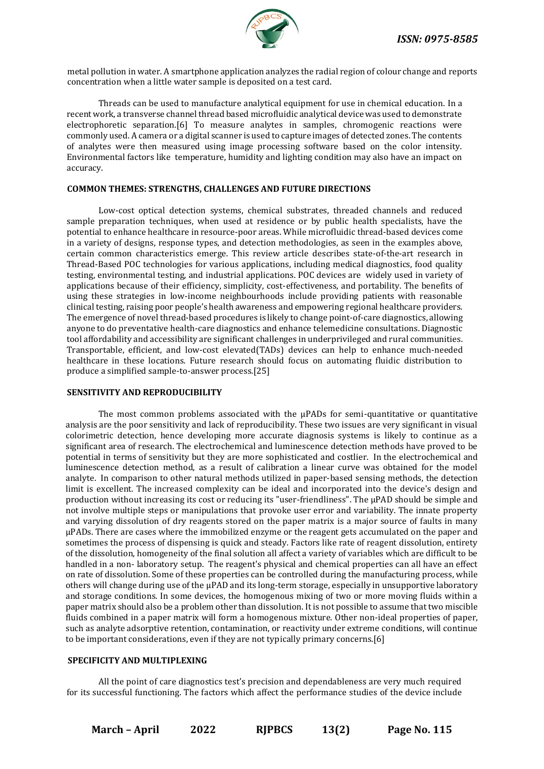metal pollution in water. A smartphone application analyzes the radial region of colour change and reports concentration when a little water sample is deposited on a test card.

Threads can be used to manufacture analytical equipment for use in chemical education. In a recent work, a transverse channel thread based microfluidic analytical device was used to demonstrate electrophoretic separation.[6] To measure analytes in samples, chromogenic reactions were commonly used. A camera or a digital scanner is used to capture images of detected zones. The contents of analytes were then measured using image processing software based on the color intensity. Environmental factors like temperature, humidity and lighting condition may also have an impact on accuracy.

## COMMON THEMES: STRENGTHS, CHALLENGES AND FUTURE DIRECTIONS

Low-cost optical detection systems, chemical substrates, threaded channels and reduced sample preparation techniques, when used at residence or by public health specialists, have the potential to enhance healthcare in resource-poor areas. While microfluidic thread-based devices come in a variety of designs, response types, and detection methodologies, as seen in the examples above, certain common characteristics emerge. This review article describes state-of-the-art research in Thread-Based POC technologies for various applications, including medical diagnostics, food quality testing, environmental testing, and industrial applications. POC devices are widely used in variety of applications because of their efficiency, simplicity, cost-effectiveness, and portability. The benefits of using these strategies in low-income neighbourhoods include providing patients with reasonable clinical testing, raising poor people's health awareness and empowering regional healthcare providers. The emergence of novel thread-based procedures is likely to change point-of-care diagnostics, allowing anyone to do preventative health-care diagnostics and enhance telemedicine consultations. Diagnostic tool affordability and accessibility are significant challenges in underprivileged and rural communities. Transportable, efficient, and low-cost elevated(TADs) devices can help to enhance much-needed healthcare in these locations. Future research should focus on automating fluidic distribution to produce a simplified sample-to-answer process.[25]

## SENSITIVITY AND REPRODUCIBILITY

The most common problems associated with the μPADs for semi-quantitative or quantitative analysis are the poor sensitivity and lack of reproducibility. These two issues are very significant in visual colorimetric detection, hence developing more accurate diagnosis systems is likely to continue as a significant area of research. The electrochemical and luminescence detection methods have proved to be potential in terms of sensitivity but they are more sophisticated and costlier. In the electrochemical and luminescence detection method, as a result of calibration a linear curve was obtained for the model analyte. In comparison to other natural methods utilized in paper-based sensing methods, the detection limit is excellent. The increased complexity can be ideal and incorporated into the device's design and production without increasing its cost or reducing its "user-friendliness". The μPAD should be simple and not involve multiple steps or manipulations that provoke user error and variability. The innate property and varying dissolution of dry reagents stored on the paper matrix is a major source of faults in many μPADs. There are cases where the immobilized enzyme or the reagent gets accumulated on the paper and sometimes the process of dispensing is quick and steady. Factors like rate of reagent dissolution, entirety of the dissolution, homogeneity of the final solution all affect a variety of variables which are difficult to be handled in a non- laboratory setup. The reagent's physical and chemical properties can all have an effect on rate of dissolution. Some of these properties can be controlled during the manufacturing process, while others will change during use of the μPAD and its long-term storage, especially in unsupportive laboratory and storage conditions. In some devices, the homogenous mixing of two or more moving fluids within a paper matrix should also be a problem other than dissolution. It is not possible to assume that two miscible fluids combined in a paper matrix will form a homogenous mixture. Other non-ideal properties of paper, such as analyte adsorptive retention, contamination, or reactivity under extreme conditions, will continue to be important considerations, even if they are not typically primary concerns.[6]

## SPECIFICITY AND MULTIPLEXING

All the point of care diagnostics test's precision and dependableness are very much required for its successful functioning. The factors which affect the performance studies of the device include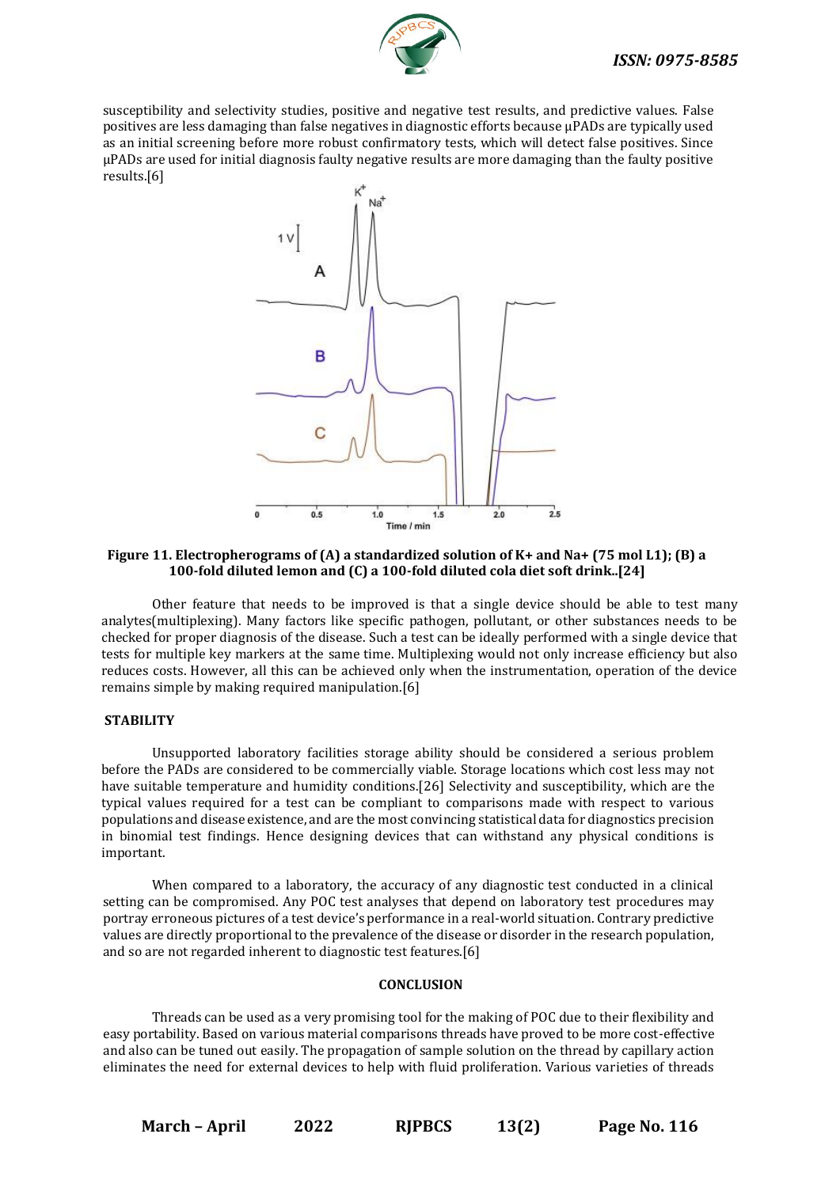susceptibility and selectivity studies, positive and negative test results, and predictive values. False positives are less damaging than false negatives in diagnostic efforts because μPADs are typically used as an initial screening before more robust confirmatory tests, which will detect false positives. Since μPADs are used for initial diagnosis faulty negative results are more damaging than the faulty positive results.[6]

**Figure 11. Electropherograms of (A) a standardized solution of K+ and Na+ (75 mol L1); (B) a 100-fold diluted lemon and (C) a 100-fold diluted cola diet soft drink..[24]**

Other feature that needs to be improved is that a single device should be able to test many analytes(multiplexing). Many factors like specific pathogen, pollutant, or other substances needs to be checked for proper diagnosis of the disease. Such a test can be ideally performed with a single device that tests for multiple key markers at the same time. Multiplexing would not only increase efficiency but also reduces costs. However, all this can be achieved only when the instrumentation, operation of the device remains simple by making required manipulation.[6]

## STABILITY

Unsupported laboratory facilities storage ability should be considered a serious problem before the PADs are considered to be commercially viable. Storage locations which cost less may not have suitable temperature and humidity conditions.[26] Selectivity and susceptibility, which are the typical values required for a test can be compliant to comparisons made with respect to various populations and disease existence, and are the most convincing statistical data for diagnostics precision in binomial test findings. Hence designing devices that can withstand any physical conditions is important.

When compared to a laboratory, the accuracy of any diagnostic test conducted in a clinical setting can be compromised. Any POC test analyses that depend on laboratory test procedures may portray erroneous pictures of a test device's performance in a real-world situation. Contrary predictive values are directly proportional to the prevalence of the disease or disorder in the research population, and so are not regarded inherent to diagnostic test features.[6]

## CONCLUSION

Threads can be used as a very promising tool for the making of POC due to their flexibility and easy portability. Based on various material comparisons threads have proved to be more cost-effective and also can be tuned out easily. The propagation of sample solution on the thread by capillary action eliminates the need for external devices to help with fluid proliferation. Various varieties of threads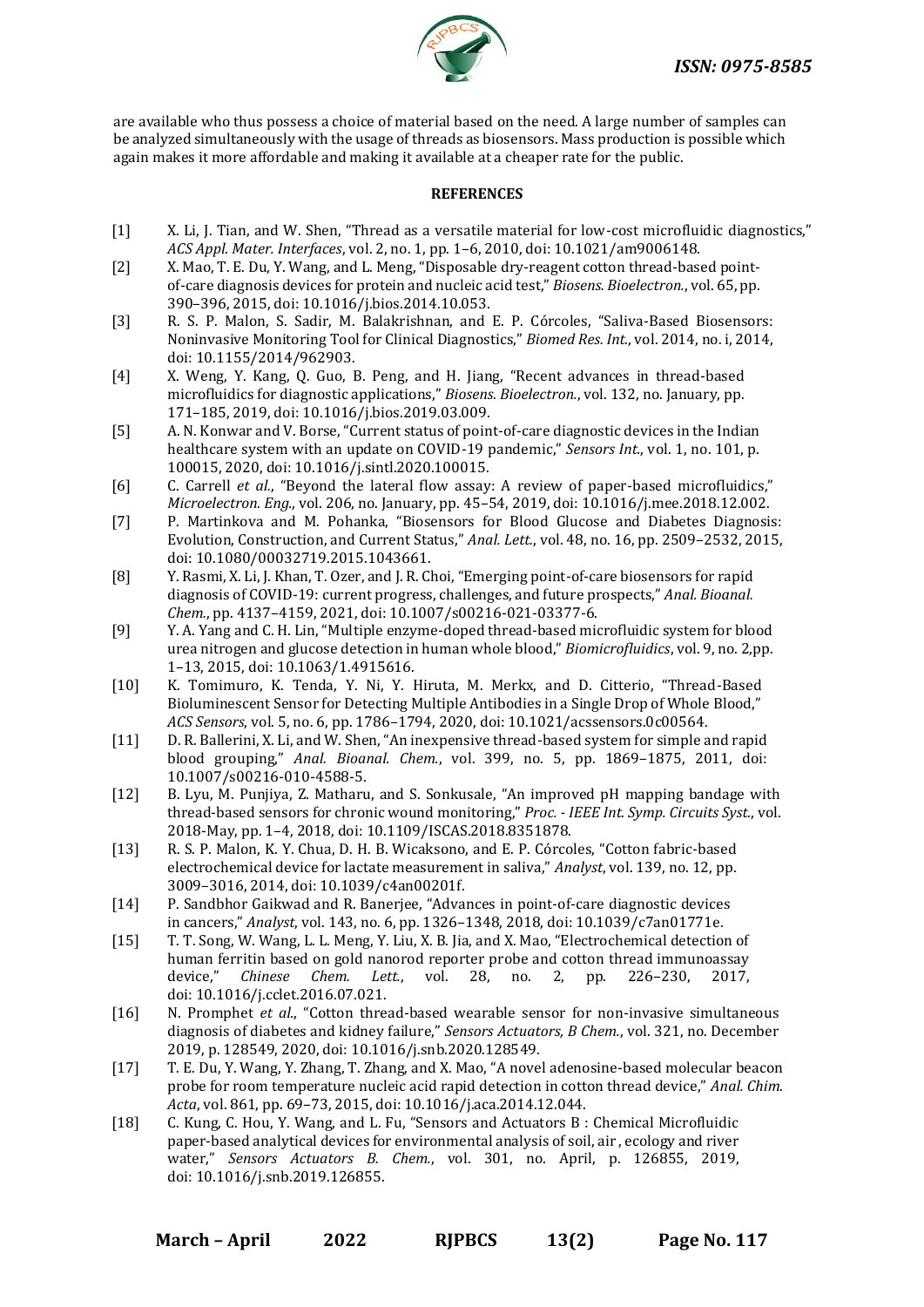are available who thus possess a choice of material based on the need. A large number of samples can be analyzed simultaneously with the usage of threads as biosensors. Mass production is possible which again makes it more affordable and making it available at a cheaper rate for the public.

## REFERENCES

[1] X. Li, J. Tian, and W. Shen, "Thread as a versatile material for low-cost microfluidic diagnostics," *ACS Appl. Mater. Interfaces*, vol. 2, no. 1, pp. 1–6, 2010, doi: 10.1021/am9006148.

[2] X. Mao, T. E. Du, Y. Wang, and L. Meng, "Disposable dry-reagent cotton thread-based point-of-care diagnosis devices for protein and nucleic acid test," *Biosens. Bioelectron.*, vol. 65, pp. 390–396, 2015, doi: 10.1016/j.bios.2014.10.053.

[3] R. S. P. Malon, S. Sadir, M. Balakrishnan, and E. P. Córcoles, "Saliva-Based Biosensors: Noninvasive Monitoring Tool for Clinical Diagnostics," *Biomed Res. Int.*, vol. 2014, no. i, 2014, doi: 10.1155/2014/962903.

[4] X. Weng, Y. Kang, Q. Guo, B. Peng, and H. Jiang, "Recent advances in thread-based microfluidics for diagnostic applications," *Biosens. Bioelectron.*, vol. 132, no. January, pp. 171–185, 2019, doi: 10.1016/j.bios.2019.03.009.

[5] A. N. Konwar and V. Borse, "Current status of point-of-care diagnostic devices in the Indian healthcare system with an update on COVID-19 pandemic," *Sensors Int.*, vol. 1, no. 101, p. 100015, 2020, doi: 10.1016/j.sintl.2020.100015.

[6] C. Carrell *et al.*, "Beyond the lateral flow assay: A review of paper-based microfluidics," *Microelectron. Eng.*, vol. 206, no. January, pp. 45–54, 2019, doi: 10.1016/j.mee.2018.12.002.

[7] P. Martinkova and M. Pohanka, "Biosensors for Blood Glucose and Diabetes Diagnosis: Evolution, Construction, and Current Status," *Anal. Lett.*, vol. 48, no. 16, pp. 2509–2532, 2015, doi: 10.1080/00032719.2015.1043661.

[8] Y. Rasmi, X. Li, J. Khan, T. Ozer, and J. R. Choi, "Emerging point-of-care biosensors for rapid diagnosis of COVID-19: current progress, challenges, and future prospects," *Anal. Bioanal. Chem.*, pp. 4137–4159, 2021, doi: 10.1007/s00216-021-03377-6.

[9] Y. A. Yang and C. H. Lin, "Multiple enzyme-doped thread-based microfluidic system for blood urea nitrogen and glucose detection in human whole blood," *Biomicrofluidics*, vol. 9, no. 2,pp. 1–13, 2015, doi: 10.1063/1.4915616.

[10] K. Tomimuro, K. Tenda, Y. Ni, Y. Hiruta, M. Merkx, and D. Citterio, "Thread-Based Bioluminescent Sensor for Detecting Multiple Antibodies in a Single Drop of Whole Blood," *ACS Sensors*, vol. 5, no. 6, pp. 1786–1794, 2020, doi: 10.1021/acssensors.0c00564.

[11] D. R. Ballerini, X. Li, and W. Shen, "An inexpensive thread-based system for simple and rapid blood grouping," *Anal. Bioanal. Chem.*, vol. 399, no. 5, pp. 1869–1875, 2011, doi: 10.1007/s00216-010-4588-5.

[12] B. Lyu, M. Punjiya, Z. Matharu, and S. Sonkusale, "An improved pH mapping bandage with thread-based sensors for chronic wound monitoring," *Proc. - IEEE Int. Symp. Circuits Syst.*, vol. 2018-May, pp. 1–4, 2018, doi: 10.1109/ISCAS.2018.8351878.

[13] R. S. P. Malon, K. Y. Chua, D. H. B. Wicaksono, and E. P. Córcoles, "Cotton fabric-based electrochemical device for lactate measurement in saliva," *Analyst*, vol. 139, no. 12, pp. 3009–3016, 2014, doi: 10.1039/c4an00201f.

[14] P. Sandbhor Gaikwad and R. Banerjee, "Advances in point-of-care diagnostic devices in cancers," *Analyst*, vol. 143, no. 6, pp. 1326–1348, 2018, doi: 10.1039/c7an01771e.

[15] T. T. Song, W. Wang, L. L. Meng, Y. Liu, X. B. Jia, and X. Mao, "Electrochemical detection of human ferritin based on gold nanorod reporter probe and cotton thread immunoassay device," *Chinese Chem. Lett.*, vol. 28, no. 2, pp. 226–230, 2017, doi: 10.1016/j.cclet.2016.07.021.

[16] N. Promphet *et al.*, "Cotton thread-based wearable sensor for non-invasive simultaneous diagnosis of diabetes and kidney failure," *Sensors Actuators, B Chem.*, vol. 321, no. December 2019, p. 128549, 2020, doi: 10.1016/j.snb.2020.128549.

[17] T. E. Du, Y. Wang, Y. Zhang, T. Zhang, and X. Mao, "A novel adenosine-based molecular beacon probe for room temperature nucleic acid rapid detection in cotton thread device," *Anal. Chim. Acta*, vol. 861, pp. 69–73, 2015, doi: 10.1016/j.aca.2014.12.044.

[18] C. Kung, C. Hou, Y. Wang, and L. Fu, "Sensors and Actuators B : Chemical Microfluidic paper-based analytical devices for environmental analysis of soil, air , ecology and river water," *Sensors Actuators B. Chem.*, vol. 301, no. April, p. 126855, 2019, doi: 10.1016/j.snb.2019.126855.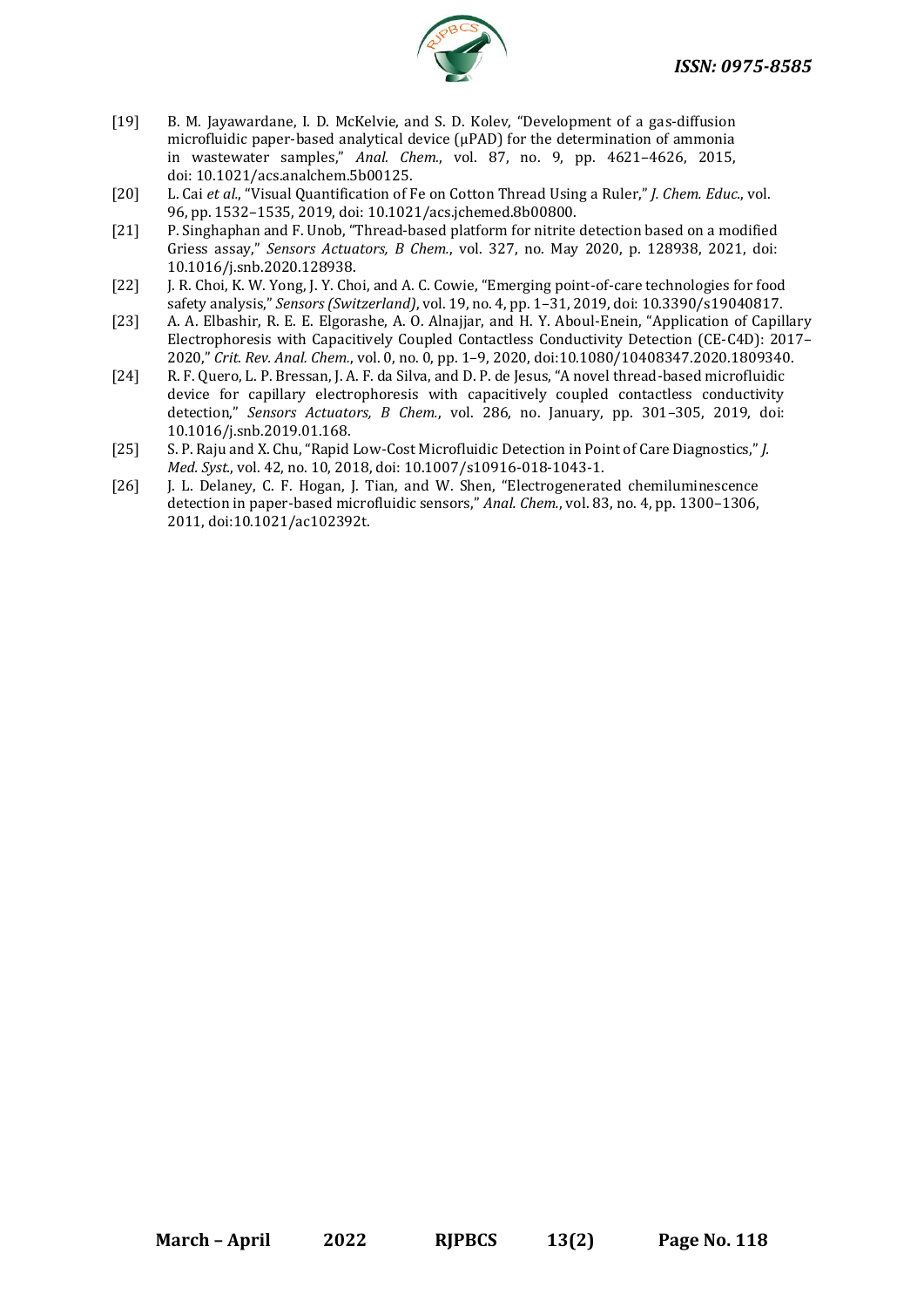[19] B. M. Jayawardane, I. D. McKelvie, and S. D. Kolev, "Development of a gas-diffusion microfluidic paper-based analytical device (μPAD) for the determination of ammonia in wastewater samples," *Anal. Chem.*, vol. 87, no. 9, pp. 4621–4626, 2015, doi: 10.1021/acs.analchem.5b00125.

[20] L. Cai *et al.*, "Visual Quantification of Fe on Cotton Thread Using a Ruler," *J. Chem. Educ.*, vol. 96, pp. 1532–1535, 2019, doi: 10.1021/acs.jchemed.8b00800.

[21] P. Singhaphan and F. Unob, "Thread-based platform for nitrite detection based on a modified Griess assay," *Sensors Actuators, B Chem.*, vol. 327, no. May 2020, p. 128938, 2021, doi: 10.1016/j.snb.2020.128938.

[22] J. R. Choi, K. W. Yong, J. Y. Choi, and A. C. Cowie, "Emerging point-of-care technologies for food safety analysis," *Sensors (Switzerland)*, vol. 19, no. 4, pp. 1–31, 2019, doi: 10.3390/s19040817.

[23] A. A. Elbashir, R. E. E. Elgorashe, A. O. Alnajjar, and H. Y. Aboul-Enein, "Application of Capillary Electrophoresis with Capacitively Coupled Contactless Conductivity Detection (CE-C4D): 2017–2020," *Crit. Rev. Anal. Chem.*, vol. 0, no. 0, pp. 1–9, 2020, doi:10.1080/10408347.2020.1809340.

[24] R. F. Quero, L. P. Bressan, J. A. F. da Silva, and D. P. de Jesus, "A novel thread-based microfluidic device for capillary electrophoresis with capacitively coupled contactless conductivity detection," *Sensors Actuators, B Chem.*, vol. 286, no. January, pp. 301–305, 2019, doi: 10.1016/j.snb.2019.01.168.

[25] S. P. Raju and X. Chu, "Rapid Low-Cost Microfluidic Detection in Point of Care Diagnostics," *J. Med. Syst.*, vol. 42, no. 10, 2018, doi: 10.1007/s10916-018-1043-1.

[26] J. L. Delaney, C. F. Hogan, J. Tian, and W. Shen, "Electrogenerated chemiluminescence detection in paper-based microfluidic sensors," *Anal. Chem.*, vol. 83, no. 4, pp. 1300–1306, 2011, doi:10.1021/ac102392t.